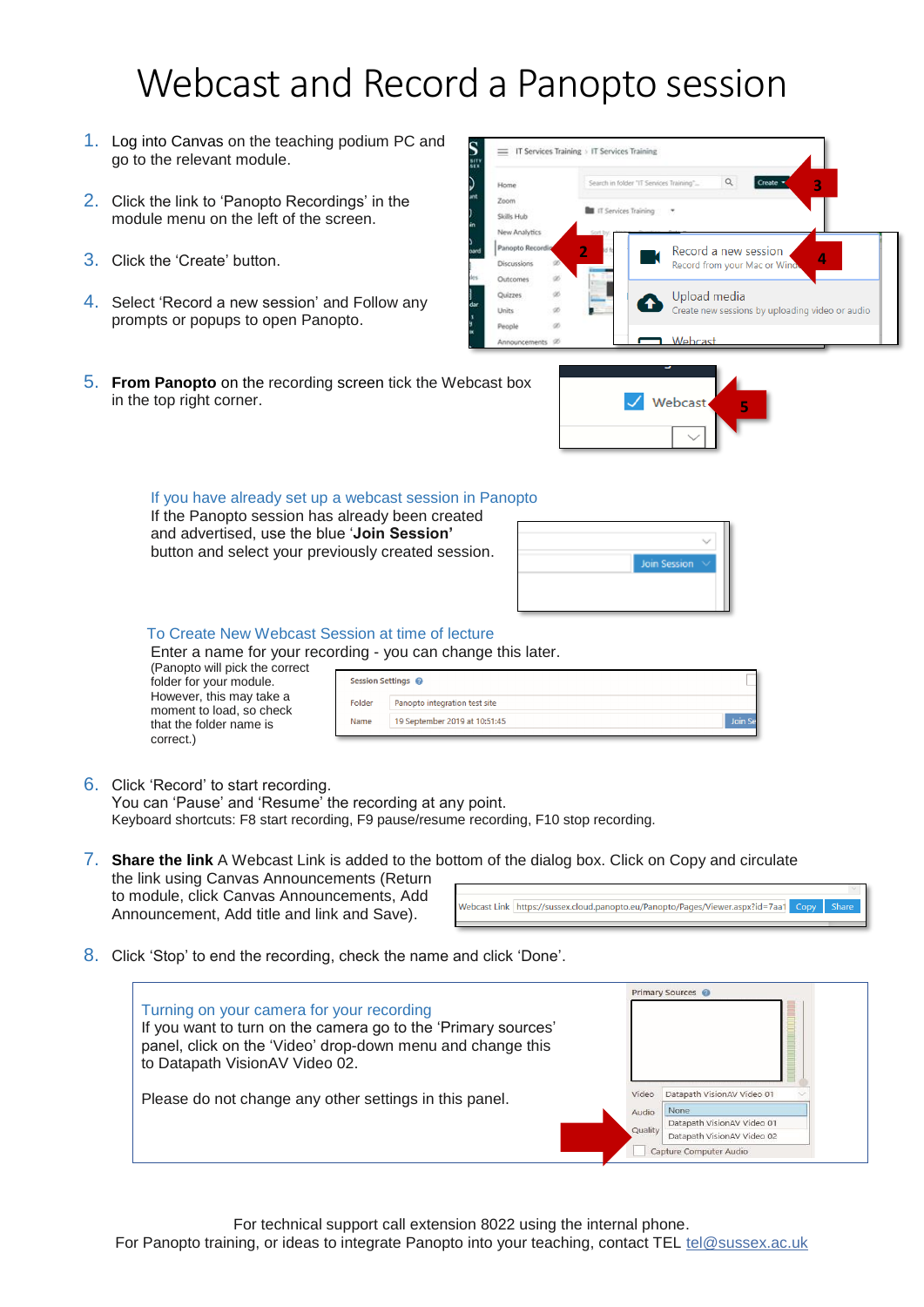# Webcast and Record a Panopto session

1. Log into Canvas on the teaching podium PC and go to the relevant module.
2. Click the link to 'Panopto Recordings' in the module menu on the left of the screen.
3. Click the 'Create' button.
4. Select 'Record a new session' and Follow any prompts or popups to open Panopto.
5. **From Panopto** on the recording screen tick the Webcast box in the top right corner.

### If you have already set up a webcast session in Panopto

If the Panopto session has already been created and advertised, use the blue '**Join Session**' button and select your previously created session.

### To Create New Webcast Session at time of lecture

Enter a name for your recording - you can change this later.

(Panopto will pick the correct folder for your module. However, this may take a moment to load, so check that the folder name is correct.)

6. Click 'Record' to start recording.
   You can 'Pause' and 'Resume' the recording at any point.
   Keyboard shortcuts: F8 start recording, F9 pause/resume recording, F10 stop recording.
7. **Share the link** A Webcast Link is added to the bottom of the dialog box. Click on Copy and circulate the link using Canvas Announcements (Return to module, click Canvas Announcements, Add Announcement, Add title and link and Save).
8. Click 'Stop' to end the recording, check the name and click 'Done'.

### Turning on your camera for your recording

If you want to turn on the camera go to the 'Primary sources' panel, click on the 'Video' drop-down menu and change this to Datapath VisionAV Video 02.

Please do not change any other settings in this panel.

For technical support call extension 8022 using the internal phone.
For Panopto training, or ideas to integrate Panopto into your teaching, contact TEL tel@sussex.ac.uk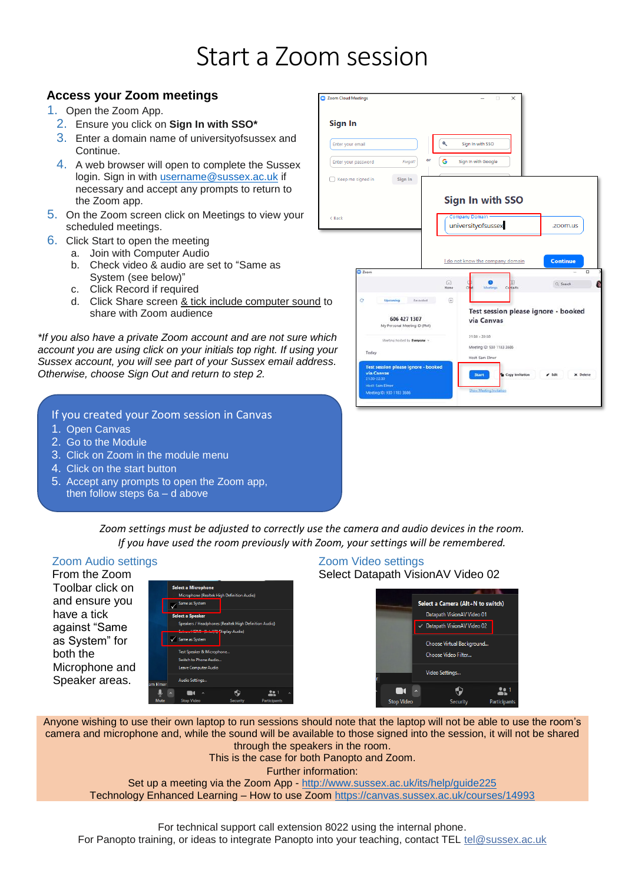# Start a Zoom session

## Access your Zoom meetings

1. Open the Zoom App.
2. Ensure you click on **Sign In with SSO***
3. Enter a domain name of universityofsussex and Continue.
4. A web browser will open to complete the Sussex login. Sign in with username@sussex.ac.uk if necessary and accept any prompts to return to the Zoom app.
5. On the Zoom screen click on Meetings to view your scheduled meetings.
6. Click Start to open the meeting
   a. Join with Computer Audio
   b. Check video & audio are set to "Same as System (see below)"
   c. Click Record if required
   d. Click Share screen & tick include computer sound to share with Zoom audience

*\*If you also have a private Zoom account and are not sure which account you are using click on your initials top right. If using your Sussex account, you will see part of your Sussex email address. Otherwise, choose Sign Out and return to step 2.*

If you created your Zoom session in Canvas

1. Open Canvas
2. Go to the Module
3. Click on Zoom in the module menu
4. Click on the start button
5. Accept any prompts to open the Zoom app, then follow steps 6a – d above

*Zoom settings must be adjusted to correctly use the camera and audio devices in the room.*
*If you have used the room previously with Zoom, your settings will be remembered.*

## Zoom Audio settings

From the Zoom Toolbar click on and ensure you have a tick against "Same as System" for both the Microphone and Speaker areas.

## Zoom Video settings

Select Datapath VisionAV Video 02

Anyone wishing to use their own laptop to run sessions should note that the laptop will not be able to use the room's camera and microphone and, while the sound will be available to those signed into the session, it will not be shared through the speakers in the room.
This is the case for both Panopto and Zoom.
Further information:
Set up a meeting via the Zoom App - http://www.sussex.ac.uk/its/help/guide225
Technology Enhanced Learning – How to use Zoom https://canvas.sussex.ac.uk/courses/14993

For technical support call extension 8022 using the internal phone.
For Panopto training, or ideas to integrate Panopto into your teaching, contact TEL tel@sussex.ac.uk